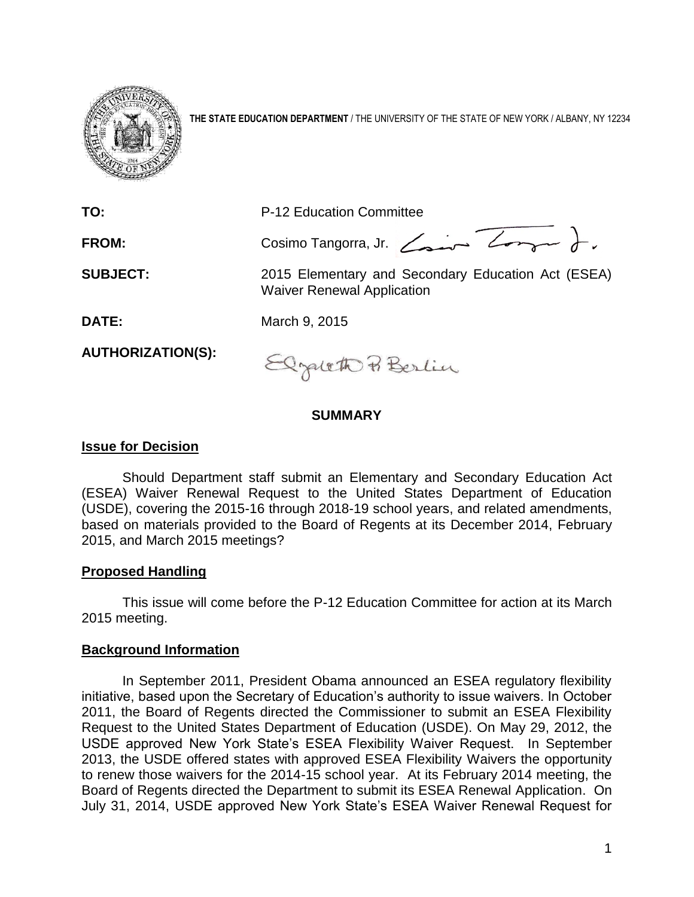**THE STATE EDUCATION DEPARTMENT** / THE UNIVERSITY OF THE STATE OF NEW YORK / ALBANY, NY 12234

**TO:** P-12 Education Committee

**FROM:** Cosimo Tangorra, Jr.

**SUBJECT:** 2015 Elementary and Secondary Education Act (ESEA) Waiver Renewal Application

**DATE:** March 9, 2015

**AUTHORIZATION(S):**

## SUMMARY

### Issue for Decision

Should Department staff submit an Elementary and Secondary Education Act (ESEA) Waiver Renewal Request to the United States Department of Education (USDE), covering the 2015-16 through 2018-19 school years, and related amendments, based on materials provided to the Board of Regents at its December 2014, February 2015, and March 2015 meetings?

### Proposed Handling

This issue will come before the P-12 Education Committee for action at its March 2015 meeting.

### Background Information

In September 2011, President Obama announced an ESEA regulatory flexibility initiative, based upon the Secretary of Education's authority to issue waivers. In October 2011, the Board of Regents directed the Commissioner to submit an ESEA Flexibility Request to the United States Department of Education (USDE). On May 29, 2012, the USDE approved New York State's ESEA Flexibility Waiver Request. In September 2013, the USDE offered states with approved ESEA Flexibility Waivers the opportunity to renew those waivers for the 2014-15 school year. At its February 2014 meeting, the Board of Regents directed the Department to submit its ESEA Renewal Application. On July 31, 2014, USDE approved New York State's ESEA Waiver Renewal Request for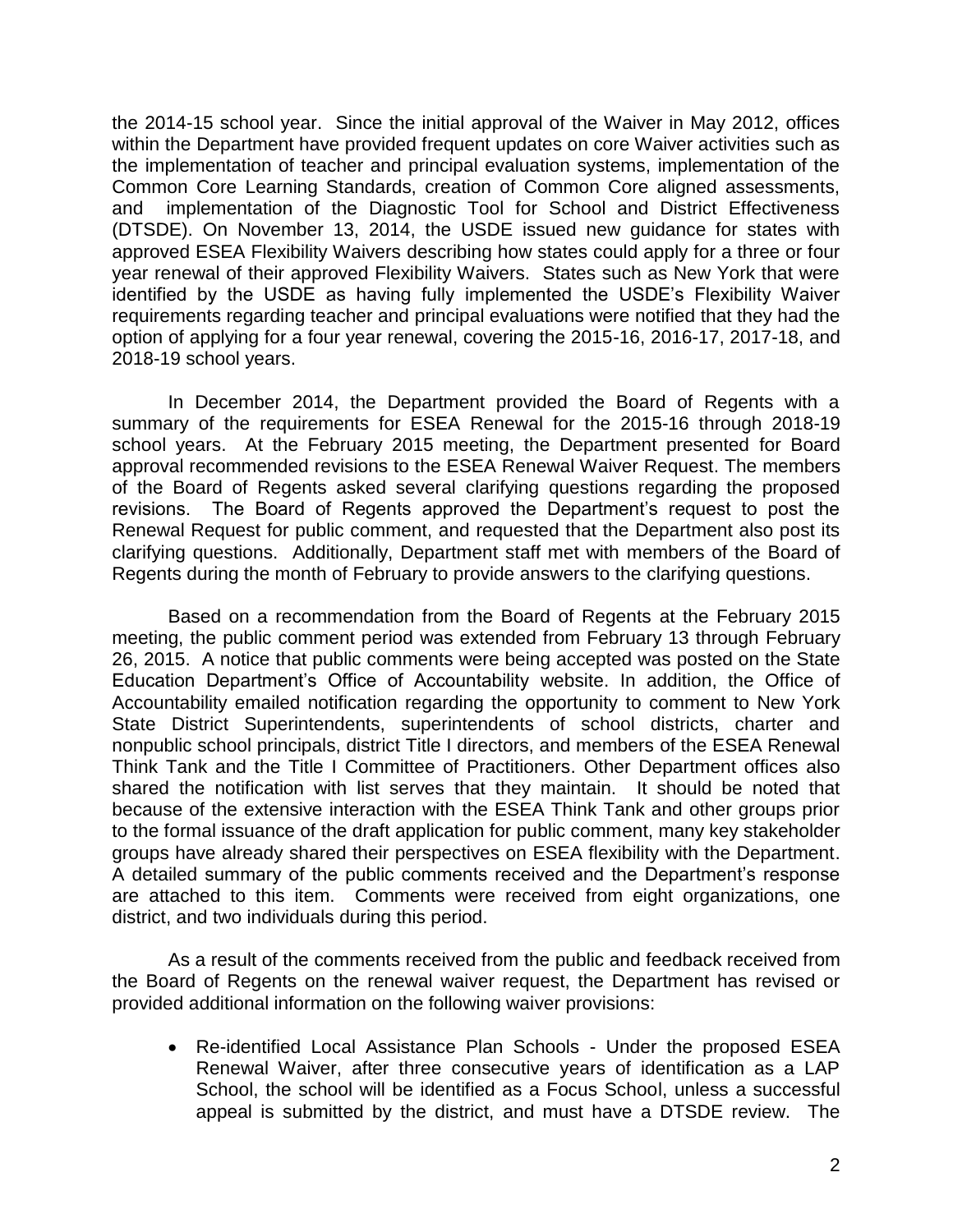the 2014-15 school year. Since the initial approval of the Waiver in May 2012, offices within the Department have provided frequent updates on core Waiver activities such as the implementation of teacher and principal evaluation systems, implementation of the Common Core Learning Standards, creation of Common Core aligned assessments, and implementation of the Diagnostic Tool for School and District Effectiveness (DTSDE). On November 13, 2014, the USDE issued new guidance for states with approved ESEA Flexibility Waivers describing how states could apply for a three or four year renewal of their approved Flexibility Waivers. States such as New York that were identified by the USDE as having fully implemented the USDE's Flexibility Waiver requirements regarding teacher and principal evaluations were notified that they had the option of applying for a four year renewal, covering the 2015-16, 2016-17, 2017-18, and 2018-19 school years.

In December 2014, the Department provided the Board of Regents with a summary of the requirements for ESEA Renewal for the 2015-16 through 2018-19 school years. At the February 2015 meeting, the Department presented for Board approval recommended revisions to the ESEA Renewal Waiver Request. The members of the Board of Regents asked several clarifying questions regarding the proposed revisions. The Board of Regents approved the Department's request to post the Renewal Request for public comment, and requested that the Department also post its clarifying questions. Additionally, Department staff met with members of the Board of Regents during the month of February to provide answers to the clarifying questions.

Based on a recommendation from the Board of Regents at the February 2015 meeting, the public comment period was extended from February 13 through February 26, 2015. A notice that public comments were being accepted was posted on the State Education Department's Office of Accountability website. In addition, the Office of Accountability emailed notification regarding the opportunity to comment to New York State District Superintendents, superintendents of school districts, charter and nonpublic school principals, district Title I directors, and members of the ESEA Renewal Think Tank and the Title I Committee of Practitioners. Other Department offices also shared the notification with list serves that they maintain. It should be noted that because of the extensive interaction with the ESEA Think Tank and other groups prior to the formal issuance of the draft application for public comment, many key stakeholder groups have already shared their perspectives on ESEA flexibility with the Department. A detailed summary of the public comments received and the Department's response are attached to this item. Comments were received from eight organizations, one district, and two individuals during this period.

As a result of the comments received from the public and feedback received from the Board of Regents on the renewal waiver request, the Department has revised or provided additional information on the following waiver provisions:

- Re-identified Local Assistance Plan Schools - Under the proposed ESEA Renewal Waiver, after three consecutive years of identification as a LAP School, the school will be identified as a Focus School, unless a successful appeal is submitted by the district, and must have a DTSDE review. The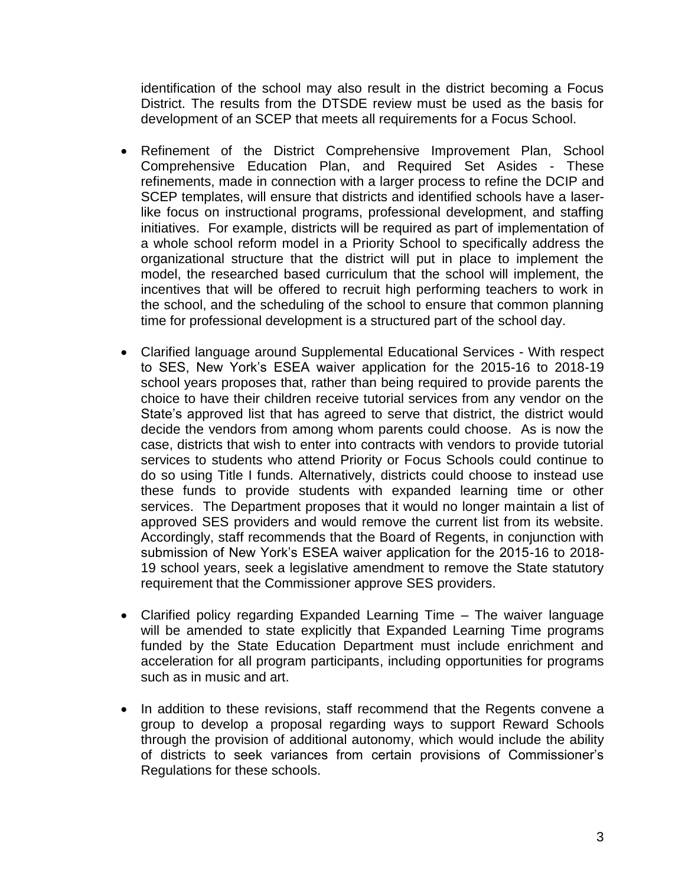identification of the school may also result in the district becoming a Focus District. The results from the DTSDE review must be used as the basis for development of an SCEP that meets all requirements for a Focus School.

- Refinement of the District Comprehensive Improvement Plan, School Comprehensive Education Plan, and Required Set Asides - These refinements, made in connection with a larger process to refine the DCIP and SCEP templates, will ensure that districts and identified schools have a laser-like focus on instructional programs, professional development, and staffing initiatives. For example, districts will be required as part of implementation of a whole school reform model in a Priority School to specifically address the organizational structure that the district will put in place to implement the model, the researched based curriculum that the school will implement, the incentives that will be offered to recruit high performing teachers to work in the school, and the scheduling of the school to ensure that common planning time for professional development is a structured part of the school day.

- Clarified language around Supplemental Educational Services - With respect to SES, New York's ESEA waiver application for the 2015-16 to 2018-19 school years proposes that, rather than being required to provide parents the choice to have their children receive tutorial services from any vendor on the State's approved list that has agreed to serve that district, the district would decide the vendors from among whom parents could choose. As is now the case, districts that wish to enter into contracts with vendors to provide tutorial services to students who attend Priority or Focus Schools could continue to do so using Title I funds. Alternatively, districts could choose to instead use these funds to provide students with expanded learning time or other services. The Department proposes that it would no longer maintain a list of approved SES providers and would remove the current list from its website. Accordingly, staff recommends that the Board of Regents, in conjunction with submission of New York's ESEA waiver application for the 2015-16 to 2018-19 school years, seek a legislative amendment to remove the State statutory requirement that the Commissioner approve SES providers.

- Clarified policy regarding Expanded Learning Time – The waiver language will be amended to state explicitly that Expanded Learning Time programs funded by the State Education Department must include enrichment and acceleration for all program participants, including opportunities for programs such as in music and art.

- In addition to these revisions, staff recommend that the Regents convene a group to develop a proposal regarding ways to support Reward Schools through the provision of additional autonomy, which would include the ability of districts to seek variances from certain provisions of Commissioner's Regulations for these schools.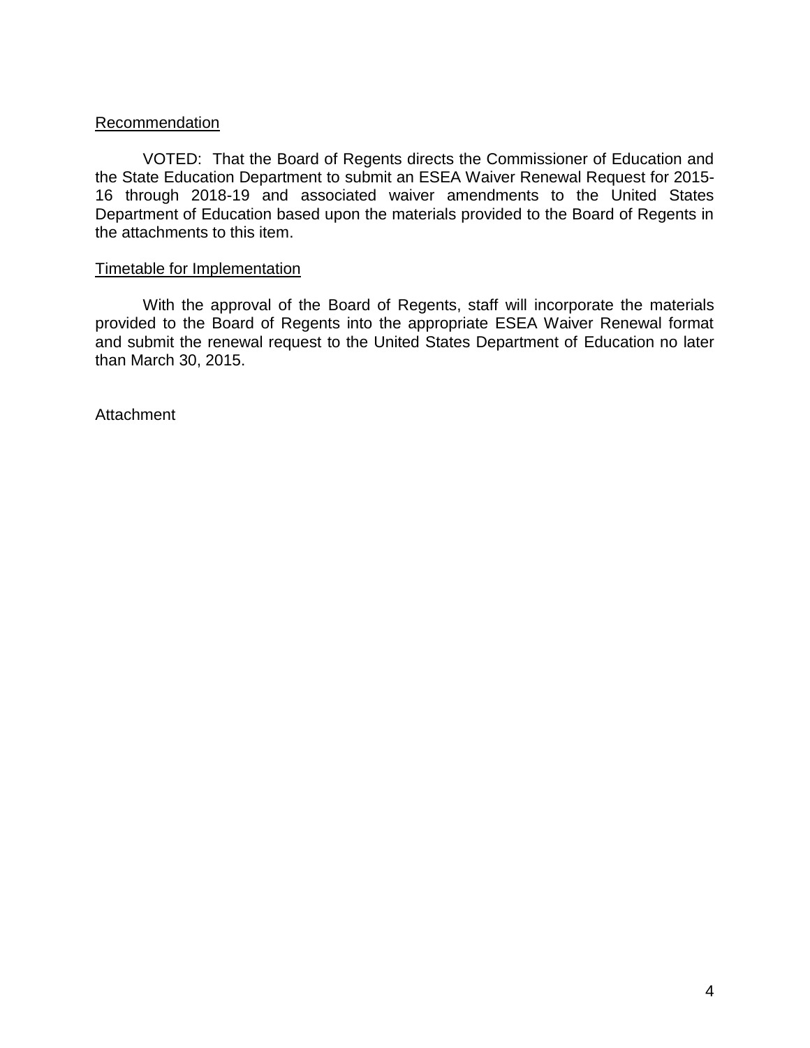<u>Recommendation</u>

VOTED: That the Board of Regents directs the Commissioner of Education and the State Education Department to submit an ESEA Waiver Renewal Request for 2015-16 through 2018-19 and associated waiver amendments to the United States Department of Education based upon the materials provided to the Board of Regents in the attachments to this item.

<u>Timetable for Implementation</u>

With the approval of the Board of Regents, staff will incorporate the materials provided to the Board of Regents into the appropriate ESEA Waiver Renewal format and submit the renewal request to the United States Department of Education no later than March 30, 2015.

Attachment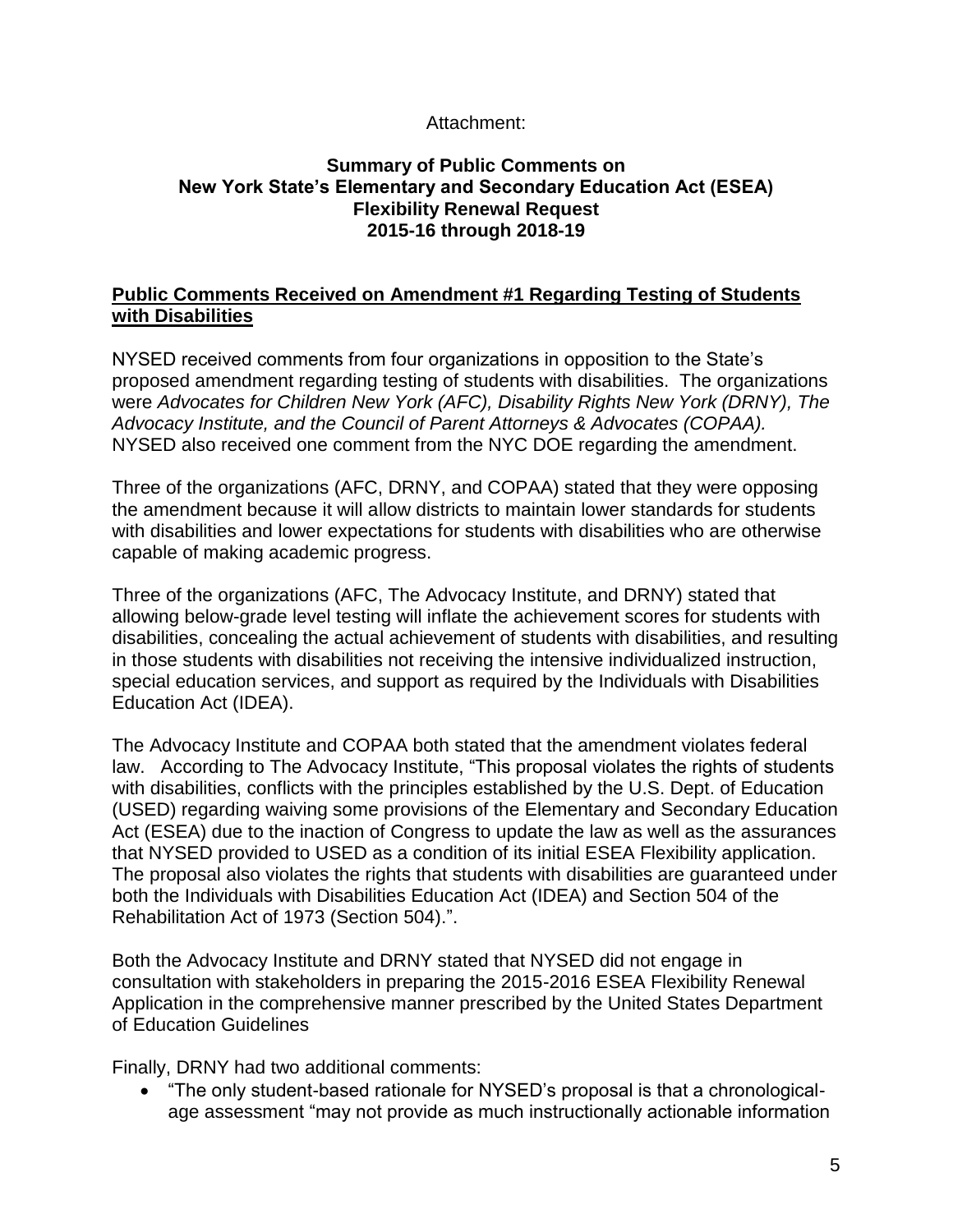Attachment:

**Summary of Public Comments on New York State's Elementary and Secondary Education Act (ESEA) Flexibility Renewal Request 2015-16 through 2018-19**

## Public Comments Received on Amendment #1 Regarding Testing of Students with Disabilities

NYSED received comments from four organizations in opposition to the State's proposed amendment regarding testing of students with disabilities. The organizations were *Advocates for Children New York (AFC), Disability Rights New York (DRNY), The Advocacy Institute, and the Council of Parent Attorneys & Advocates (COPAA).* NYSED also received one comment from the NYC DOE regarding the amendment.

Three of the organizations (AFC, DRNY, and COPAA) stated that they were opposing the amendment because it will allow districts to maintain lower standards for students with disabilities and lower expectations for students with disabilities who are otherwise capable of making academic progress.

Three of the organizations (AFC, The Advocacy Institute, and DRNY) stated that allowing below-grade level testing will inflate the achievement scores for students with disabilities, concealing the actual achievement of students with disabilities, and resulting in those students with disabilities not receiving the intensive individualized instruction, special education services, and support as required by the Individuals with Disabilities Education Act (IDEA).

The Advocacy Institute and COPAA both stated that the amendment violates federal law. According to The Advocacy Institute, "This proposal violates the rights of students with disabilities, conflicts with the principles established by the U.S. Dept. of Education (USED) regarding waiving some provisions of the Elementary and Secondary Education Act (ESEA) due to the inaction of Congress to update the law as well as the assurances that NYSED provided to USED as a condition of its initial ESEA Flexibility application. The proposal also violates the rights that students with disabilities are guaranteed under both the Individuals with Disabilities Education Act (IDEA) and Section 504 of the Rehabilitation Act of 1973 (Section 504).".

Both the Advocacy Institute and DRNY stated that NYSED did not engage in consultation with stakeholders in preparing the 2015-2016 ESEA Flexibility Renewal Application in the comprehensive manner prescribed by the United States Department of Education Guidelines

Finally, DRNY had two additional comments:

- "The only student-based rationale for NYSED's proposal is that a chronological-age assessment "may not provide as much instructionally actionable information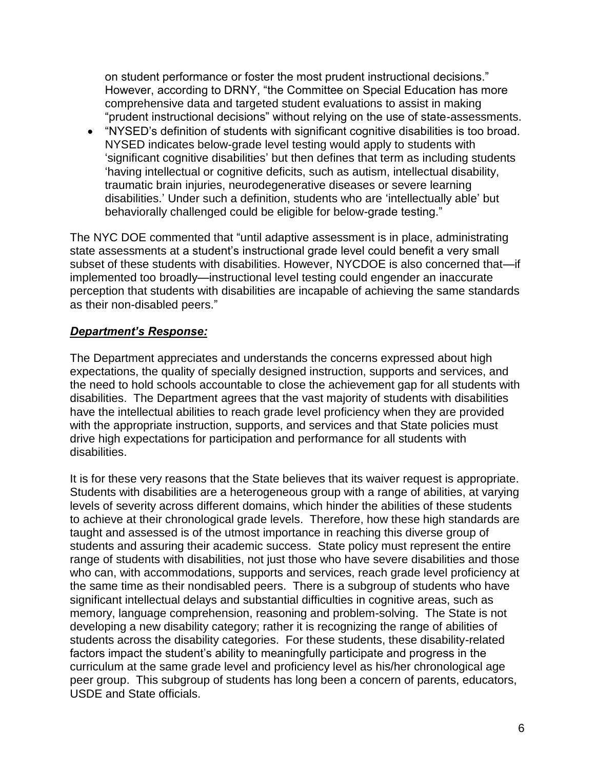on student performance or foster the most prudent instructional decisions." However, according to DRNY, "the Committee on Special Education has more comprehensive data and targeted student evaluations to assist in making "prudent instructional decisions" without relying on the use of state-assessments.

- "NYSED's definition of students with significant cognitive disabilities is too broad. NYSED indicates below-grade level testing would apply to students with 'significant cognitive disabilities' but then defines that term as including students 'having intellectual or cognitive deficits, such as autism, intellectual disability, traumatic brain injuries, neurodegenerative diseases or severe learning disabilities.' Under such a definition, students who are 'intellectually able' but behaviorally challenged could be eligible for below-grade testing."

The NYC DOE commented that "until adaptive assessment is in place, administrating state assessments at a student's instructional grade level could benefit a very small subset of these students with disabilities. However, NYCDOE is also concerned that—if implemented too broadly—instructional level testing could engender an inaccurate perception that students with disabilities are incapable of achieving the same standards as their non-disabled peers."

***Department's Response:***

The Department appreciates and understands the concerns expressed about high expectations, the quality of specially designed instruction, supports and services, and the need to hold schools accountable to close the achievement gap for all students with disabilities. The Department agrees that the vast majority of students with disabilities have the intellectual abilities to reach grade level proficiency when they are provided with the appropriate instruction, supports, and services and that State policies must drive high expectations for participation and performance for all students with disabilities.

It is for these very reasons that the State believes that its waiver request is appropriate. Students with disabilities are a heterogeneous group with a range of abilities, at varying levels of severity across different domains, which hinder the abilities of these students to achieve at their chronological grade levels. Therefore, how these high standards are taught and assessed is of the utmost importance in reaching this diverse group of students and assuring their academic success. State policy must represent the entire range of students with disabilities, not just those who have severe disabilities and those who can, with accommodations, supports and services, reach grade level proficiency at the same time as their nondisabled peers. There is a subgroup of students who have significant intellectual delays and substantial difficulties in cognitive areas, such as memory, language comprehension, reasoning and problem-solving. The State is not developing a new disability category; rather it is recognizing the range of abilities of students across the disability categories. For these students, these disability-related factors impact the student's ability to meaningfully participate and progress in the curriculum at the same grade level and proficiency level as his/her chronological age peer group. This subgroup of students has long been a concern of parents, educators, USDE and State officials.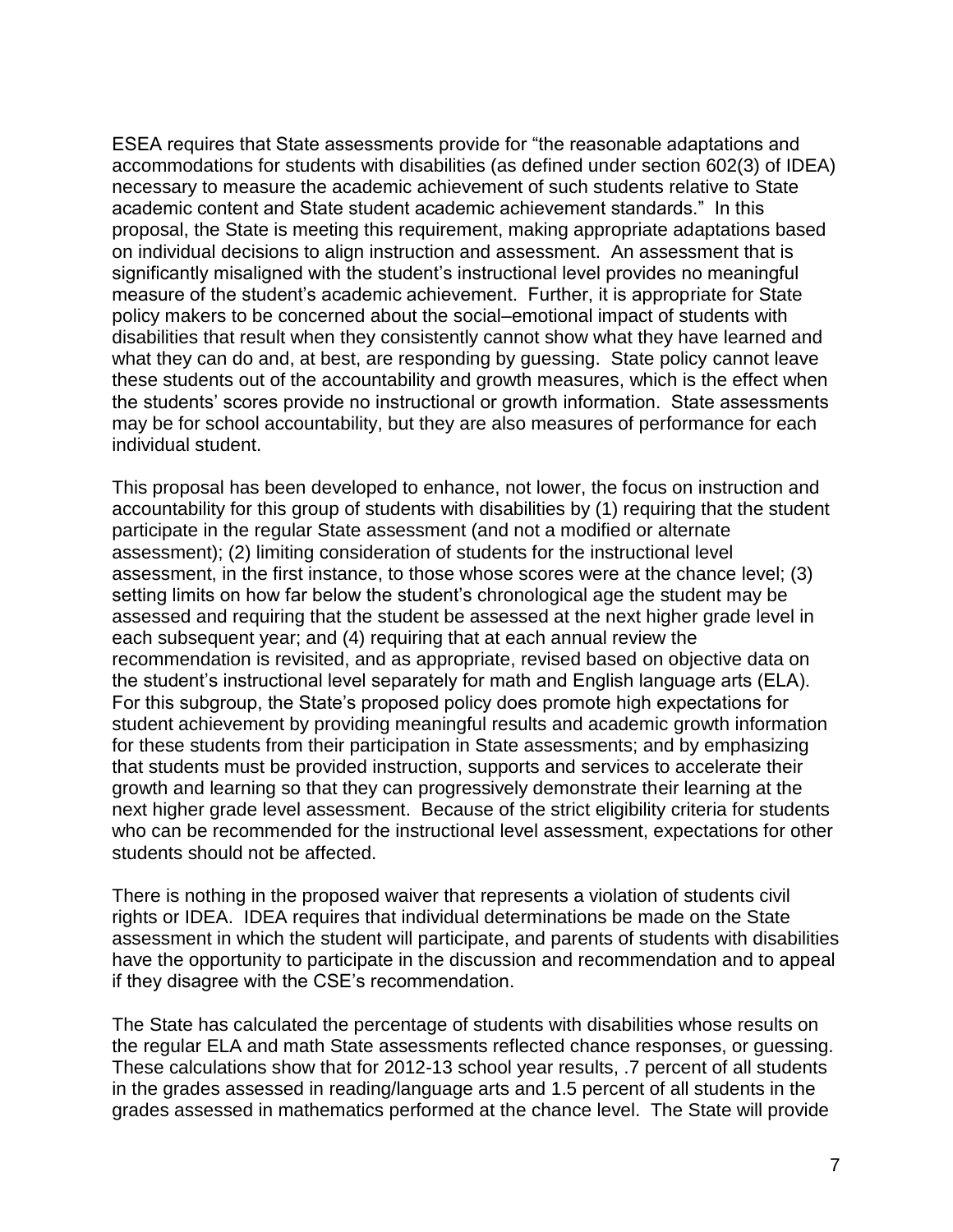ESEA requires that State assessments provide for "the reasonable adaptations and accommodations for students with disabilities (as defined under section 602(3) of IDEA) necessary to measure the academic achievement of such students relative to State academic content and State student academic achievement standards." In this proposal, the State is meeting this requirement, making appropriate adaptations based on individual decisions to align instruction and assessment. An assessment that is significantly misaligned with the student's instructional level provides no meaningful measure of the student's academic achievement. Further, it is appropriate for State policy makers to be concerned about the social–emotional impact of students with disabilities that result when they consistently cannot show what they have learned and what they can do and, at best, are responding by guessing. State policy cannot leave these students out of the accountability and growth measures, which is the effect when the students' scores provide no instructional or growth information. State assessments may be for school accountability, but they are also measures of performance for each individual student.

This proposal has been developed to enhance, not lower, the focus on instruction and accountability for this group of students with disabilities by (1) requiring that the student participate in the regular State assessment (and not a modified or alternate assessment); (2) limiting consideration of students for the instructional level assessment, in the first instance, to those whose scores were at the chance level; (3) setting limits on how far below the student's chronological age the student may be assessed and requiring that the student be assessed at the next higher grade level in each subsequent year; and (4) requiring that at each annual review the recommendation is revisited, and as appropriate, revised based on objective data on the student's instructional level separately for math and English language arts (ELA). For this subgroup, the State's proposed policy does promote high expectations for student achievement by providing meaningful results and academic growth information for these students from their participation in State assessments; and by emphasizing that students must be provided instruction, supports and services to accelerate their growth and learning so that they can progressively demonstrate their learning at the next higher grade level assessment. Because of the strict eligibility criteria for students who can be recommended for the instructional level assessment, expectations for other students should not be affected.

There is nothing in the proposed waiver that represents a violation of students civil rights or IDEA. IDEA requires that individual determinations be made on the State assessment in which the student will participate, and parents of students with disabilities have the opportunity to participate in the discussion and recommendation and to appeal if they disagree with the CSE's recommendation.

The State has calculated the percentage of students with disabilities whose results on the regular ELA and math State assessments reflected chance responses, or guessing. These calculations show that for 2012-13 school year results, .7 percent of all students in the grades assessed in reading/language arts and 1.5 percent of all students in the grades assessed in mathematics performed at the chance level. The State will provide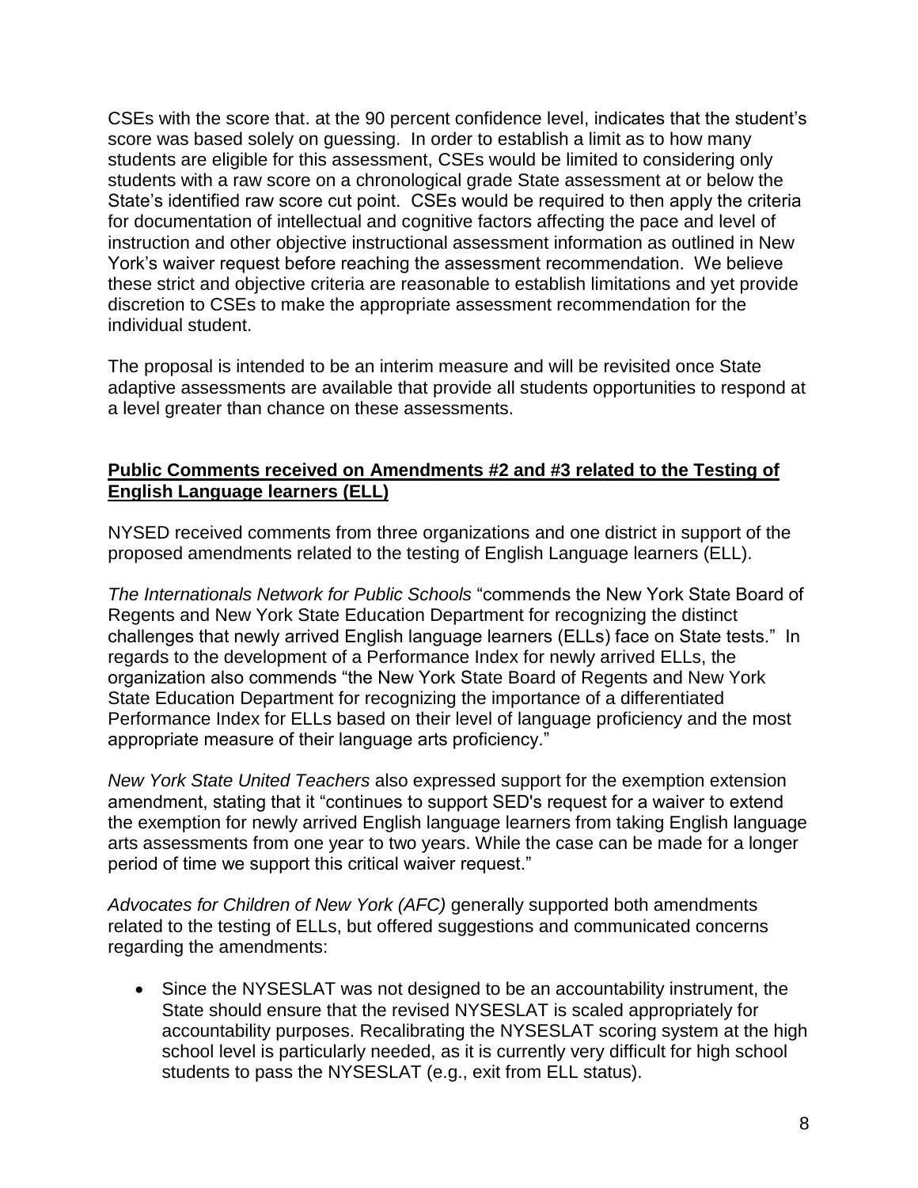CSEs with the score that. at the 90 percent confidence level, indicates that the student's score was based solely on guessing. In order to establish a limit as to how many students are eligible for this assessment, CSEs would be limited to considering only students with a raw score on a chronological grade State assessment at or below the State's identified raw score cut point. CSEs would be required to then apply the criteria for documentation of intellectual and cognitive factors affecting the pace and level of instruction and other objective instructional assessment information as outlined in New York's waiver request before reaching the assessment recommendation. We believe these strict and objective criteria are reasonable to establish limitations and yet provide discretion to CSEs to make the appropriate assessment recommendation for the individual student.

The proposal is intended to be an interim measure and will be revisited once State adaptive assessments are available that provide all students opportunities to respond at a level greater than chance on these assessments.

**Public Comments received on Amendments #2 and #3 related to the Testing of English Language learners (ELL)**

NYSED received comments from three organizations and one district in support of the proposed amendments related to the testing of English Language learners (ELL).

*The Internationals Network for Public Schools* "commends the New York State Board of Regents and New York State Education Department for recognizing the distinct challenges that newly arrived English language learners (ELLs) face on State tests." In regards to the development of a Performance Index for newly arrived ELLs, the organization also commends "the New York State Board of Regents and New York State Education Department for recognizing the importance of a differentiated Performance Index for ELLs based on their level of language proficiency and the most appropriate measure of their language arts proficiency."

*New York State United Teachers* also expressed support for the exemption extension amendment, stating that it "continues to support SED's request for a waiver to extend the exemption for newly arrived English language learners from taking English language arts assessments from one year to two years. While the case can be made for a longer period of time we support this critical waiver request."

*Advocates for Children of New York (AFC)* generally supported both amendments related to the testing of ELLs, but offered suggestions and communicated concerns regarding the amendments:

- Since the NYSESLAT was not designed to be an accountability instrument, the State should ensure that the revised NYSESLAT is scaled appropriately for accountability purposes. Recalibrating the NYSESLAT scoring system at the high school level is particularly needed, as it is currently very difficult for high school students to pass the NYSESLAT (e.g., exit from ELL status).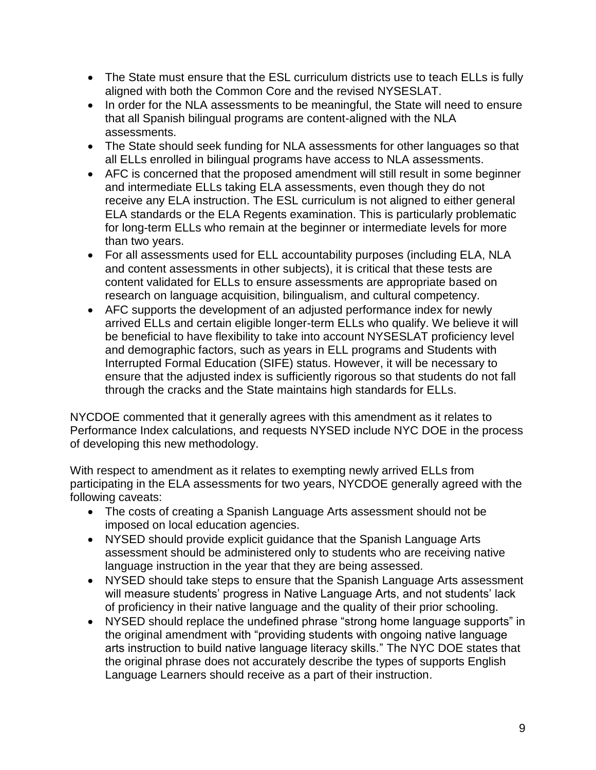- The State must ensure that the ESL curriculum districts use to teach ELLs is fully aligned with both the Common Core and the revised NYSESLAT.
- In order for the NLA assessments to be meaningful, the State will need to ensure that all Spanish bilingual programs are content-aligned with the NLA assessments.
- The State should seek funding for NLA assessments for other languages so that all ELLs enrolled in bilingual programs have access to NLA assessments.
- AFC is concerned that the proposed amendment will still result in some beginner and intermediate ELLs taking ELA assessments, even though they do not receive any ELA instruction. The ESL curriculum is not aligned to either general ELA standards or the ELA Regents examination. This is particularly problematic for long-term ELLs who remain at the beginner or intermediate levels for more than two years.
- For all assessments used for ELL accountability purposes (including ELA, NLA and content assessments in other subjects), it is critical that these tests are content validated for ELLs to ensure assessments are appropriate based on research on language acquisition, bilingualism, and cultural competency.
- AFC supports the development of an adjusted performance index for newly arrived ELLs and certain eligible longer-term ELLs who qualify. We believe it will be beneficial to have flexibility to take into account NYSESLAT proficiency level and demographic factors, such as years in ELL programs and Students with Interrupted Formal Education (SIFE) status. However, it will be necessary to ensure that the adjusted index is sufficiently rigorous so that students do not fall through the cracks and the State maintains high standards for ELLs.

NYCDOE commented that it generally agrees with this amendment as it relates to Performance Index calculations, and requests NYSED include NYC DOE in the process of developing this new methodology.

With respect to amendment as it relates to exempting newly arrived ELLs from participating in the ELA assessments for two years, NYCDOE generally agreed with the following caveats:

- The costs of creating a Spanish Language Arts assessment should not be imposed on local education agencies.
- NYSED should provide explicit guidance that the Spanish Language Arts assessment should be administered only to students who are receiving native language instruction in the year that they are being assessed.
- NYSED should take steps to ensure that the Spanish Language Arts assessment will measure students' progress in Native Language Arts, and not students' lack of proficiency in their native language and the quality of their prior schooling.
- NYSED should replace the undefined phrase "strong home language supports" in the original amendment with "providing students with ongoing native language arts instruction to build native language literacy skills." The NYC DOE states that the original phrase does not accurately describe the types of supports English Language Learners should receive as a part of their instruction.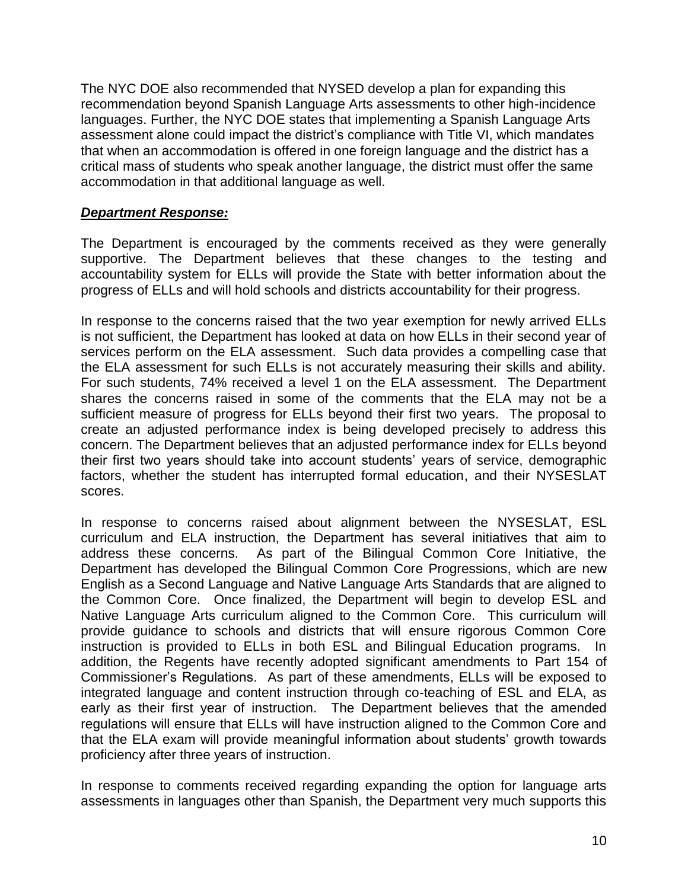The NYC DOE also recommended that NYSED develop a plan for expanding this recommendation beyond Spanish Language Arts assessments to other high-incidence languages. Further, the NYC DOE states that implementing a Spanish Language Arts assessment alone could impact the district's compliance with Title VI, which mandates that when an accommodation is offered in one foreign language and the district has a critical mass of students who speak another language, the district must offer the same accommodation in that additional language as well.

***Department Response:***

The Department is encouraged by the comments received as they were generally supportive. The Department believes that these changes to the testing and accountability system for ELLs will provide the State with better information about the progress of ELLs and will hold schools and districts accountability for their progress.

In response to the concerns raised that the two year exemption for newly arrived ELLs is not sufficient, the Department has looked at data on how ELLs in their second year of services perform on the ELA assessment. Such data provides a compelling case that the ELA assessment for such ELLs is not accurately measuring their skills and ability. For such students, 74% received a level 1 on the ELA assessment. The Department shares the concerns raised in some of the comments that the ELA may not be a sufficient measure of progress for ELLs beyond their first two years. The proposal to create an adjusted performance index is being developed precisely to address this concern. The Department believes that an adjusted performance index for ELLs beyond their first two years should take into account students' years of service, demographic factors, whether the student has interrupted formal education, and their NYSESLAT scores.

In response to concerns raised about alignment between the NYSESLAT, ESL curriculum and ELA instruction, the Department has several initiatives that aim to address these concerns. As part of the Bilingual Common Core Initiative, the Department has developed the Bilingual Common Core Progressions, which are new English as a Second Language and Native Language Arts Standards that are aligned to the Common Core. Once finalized, the Department will begin to develop ESL and Native Language Arts curriculum aligned to the Common Core. This curriculum will provide guidance to schools and districts that will ensure rigorous Common Core instruction is provided to ELLs in both ESL and Bilingual Education programs. In addition, the Regents have recently adopted significant amendments to Part 154 of Commissioner's Regulations. As part of these amendments, ELLs will be exposed to integrated language and content instruction through co-teaching of ESL and ELA, as early as their first year of instruction. The Department believes that the amended regulations will ensure that ELLs will have instruction aligned to the Common Core and that the ELA exam will provide meaningful information about students' growth towards proficiency after three years of instruction.

In response to comments received regarding expanding the option for language arts assessments in languages other than Spanish, the Department very much supports this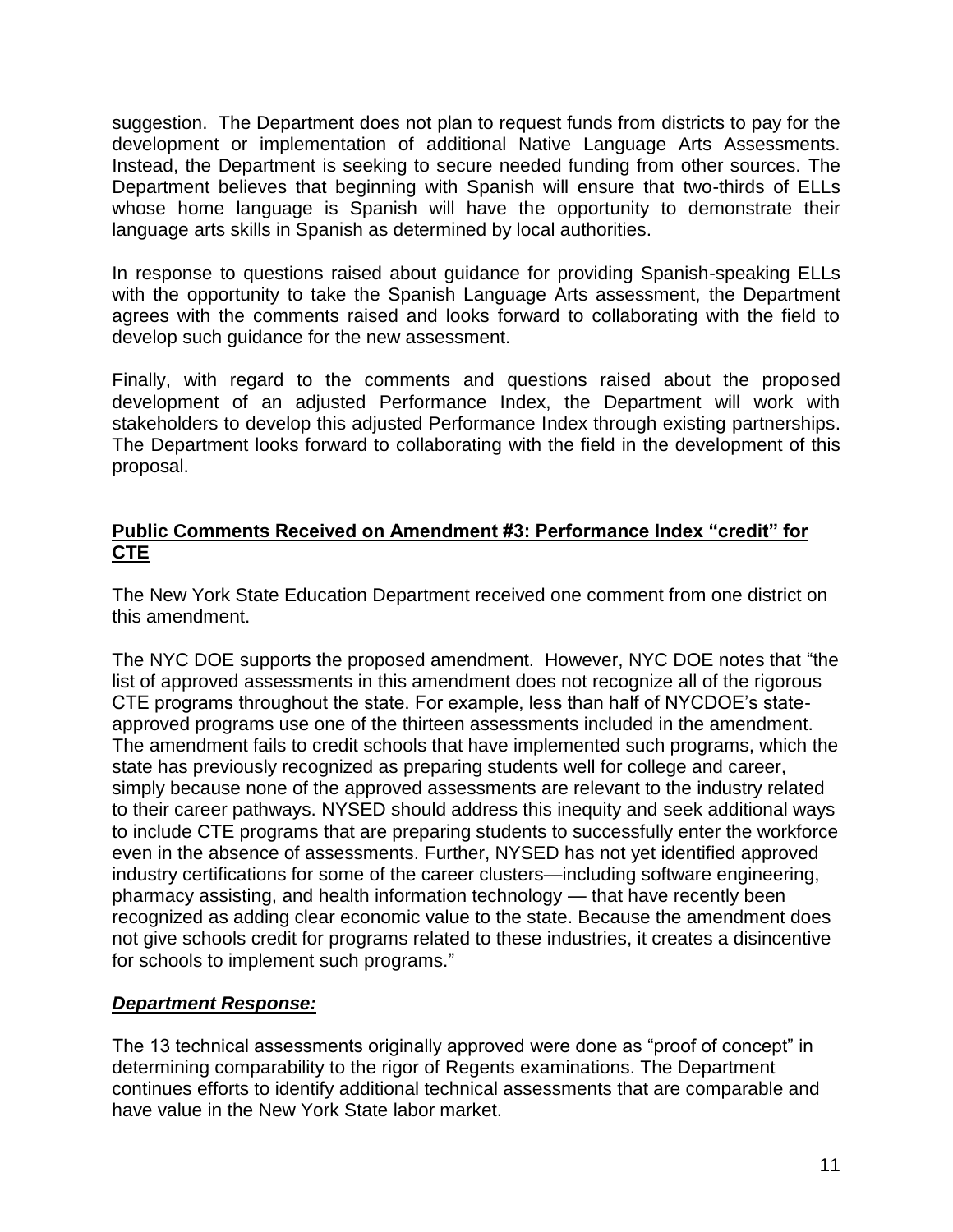suggestion. The Department does not plan to request funds from districts to pay for the development or implementation of additional Native Language Arts Assessments. Instead, the Department is seeking to secure needed funding from other sources. The Department believes that beginning with Spanish will ensure that two-thirds of ELLs whose home language is Spanish will have the opportunity to demonstrate their language arts skills in Spanish as determined by local authorities.

In response to questions raised about guidance for providing Spanish-speaking ELLs with the opportunity to take the Spanish Language Arts assessment, the Department agrees with the comments raised and looks forward to collaborating with the field to develop such guidance for the new assessment.

Finally, with regard to the comments and questions raised about the proposed development of an adjusted Performance Index, the Department will work with stakeholders to develop this adjusted Performance Index through existing partnerships. The Department looks forward to collaborating with the field in the development of this proposal.

**Public Comments Received on Amendment #3: Performance Index "credit" for CTE**

The New York State Education Department received one comment from one district on this amendment.

The NYC DOE supports the proposed amendment. However, NYC DOE notes that "the list of approved assessments in this amendment does not recognize all of the rigorous CTE programs throughout the state. For example, less than half of NYCDOE's state-approved programs use one of the thirteen assessments included in the amendment. The amendment fails to credit schools that have implemented such programs, which the state has previously recognized as preparing students well for college and career, simply because none of the approved assessments are relevant to the industry related to their career pathways. NYSED should address this inequity and seek additional ways to include CTE programs that are preparing students to successfully enter the workforce even in the absence of assessments. Further, NYSED has not yet identified approved industry certifications for some of the career clusters—including software engineering, pharmacy assisting, and health information technology — that have recently been recognized as adding clear economic value to the state. Because the amendment does not give schools credit for programs related to these industries, it creates a disincentive for schools to implement such programs."

***Department Response:***

The 13 technical assessments originally approved were done as "proof of concept" in determining comparability to the rigor of Regents examinations. The Department continues efforts to identify additional technical assessments that are comparable and have value in the New York State labor market.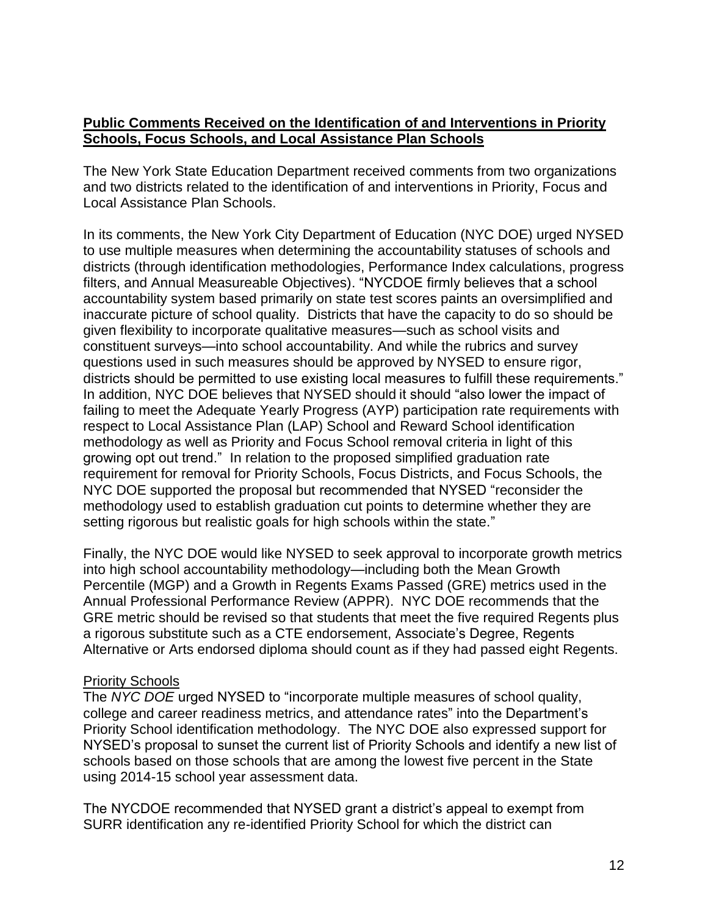**Public Comments Received on the Identification of and Interventions in Priority Schools, Focus Schools, and Local Assistance Plan Schools**

The New York State Education Department received comments from two organizations and two districts related to the identification of and interventions in Priority, Focus and Local Assistance Plan Schools.

In its comments, the New York City Department of Education (NYC DOE) urged NYSED to use multiple measures when determining the accountability statuses of schools and districts (through identification methodologies, Performance Index calculations, progress filters, and Annual Measureable Objectives). "NYCDOE firmly believes that a school accountability system based primarily on state test scores paints an oversimplified and inaccurate picture of school quality. Districts that have the capacity to do so should be given flexibility to incorporate qualitative measures—such as school visits and constituent surveys—into school accountability. And while the rubrics and survey questions used in such measures should be approved by NYSED to ensure rigor, districts should be permitted to use existing local measures to fulfill these requirements." In addition, NYC DOE believes that NYSED should it should "also lower the impact of failing to meet the Adequate Yearly Progress (AYP) participation rate requirements with respect to Local Assistance Plan (LAP) School and Reward School identification methodology as well as Priority and Focus School removal criteria in light of this growing opt out trend." In relation to the proposed simplified graduation rate requirement for removal for Priority Schools, Focus Districts, and Focus Schools, the NYC DOE supported the proposal but recommended that NYSED "reconsider the methodology used to establish graduation cut points to determine whether they are setting rigorous but realistic goals for high schools within the state."

Finally, the NYC DOE would like NYSED to seek approval to incorporate growth metrics into high school accountability methodology—including both the Mean Growth Percentile (MGP) and a Growth in Regents Exams Passed (GRE) metrics used in the Annual Professional Performance Review (APPR). NYC DOE recommends that the GRE metric should be revised so that students that meet the five required Regents plus a rigorous substitute such as a CTE endorsement, Associate's Degree, Regents Alternative or Arts endorsed diploma should count as if they had passed eight Regents.

Priority Schools

The *NYC DOE* urged NYSED to "incorporate multiple measures of school quality, college and career readiness metrics, and attendance rates" into the Department's Priority School identification methodology. The NYC DOE also expressed support for NYSED's proposal to sunset the current list of Priority Schools and identify a new list of schools based on those schools that are among the lowest five percent in the State using 2014-15 school year assessment data.

The NYCDOE recommended that NYSED grant a district's appeal to exempt from SURR identification any re-identified Priority School for which the district can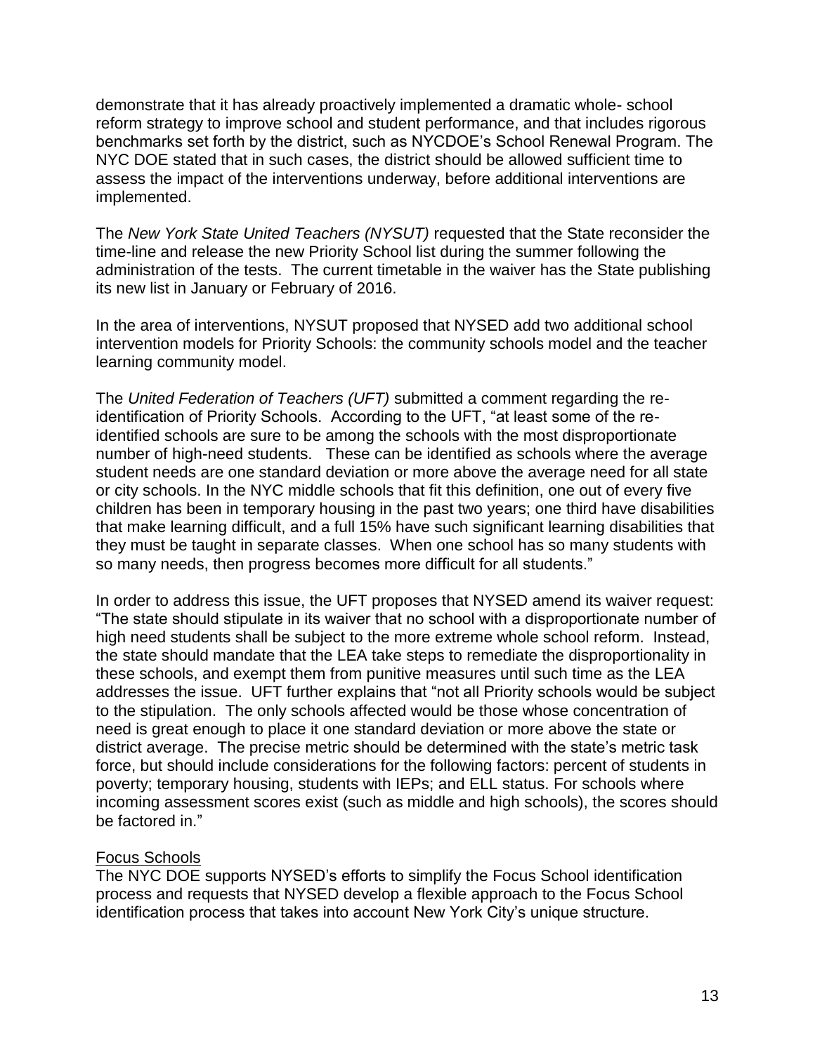demonstrate that it has already proactively implemented a dramatic whole- school reform strategy to improve school and student performance, and that includes rigorous benchmarks set forth by the district, such as NYCDOE's School Renewal Program. The NYC DOE stated that in such cases, the district should be allowed sufficient time to assess the impact of the interventions underway, before additional interventions are implemented.

The *New York State United Teachers (NYSUT)* requested that the State reconsider the time-line and release the new Priority School list during the summer following the administration of the tests. The current timetable in the waiver has the State publishing its new list in January or February of 2016.

In the area of interventions, NYSUT proposed that NYSED add two additional school intervention models for Priority Schools: the community schools model and the teacher learning community model.

The *United Federation of Teachers (UFT)* submitted a comment regarding the re-identification of Priority Schools. According to the UFT, "at least some of the re-identified schools are sure to be among the schools with the most disproportionate number of high-need students. These can be identified as schools where the average student needs are one standard deviation or more above the average need for all state or city schools. In the NYC middle schools that fit this definition, one out of every five children has been in temporary housing in the past two years; one third have disabilities that make learning difficult, and a full 15% have such significant learning disabilities that they must be taught in separate classes. When one school has so many students with so many needs, then progress becomes more difficult for all students."

In order to address this issue, the UFT proposes that NYSED amend its waiver request: "The state should stipulate in its waiver that no school with a disproportionate number of high need students shall be subject to the more extreme whole school reform. Instead, the state should mandate that the LEA take steps to remediate the disproportionality in these schools, and exempt them from punitive measures until such time as the LEA addresses the issue. UFT further explains that "not all Priority schools would be subject to the stipulation. The only schools affected would be those whose concentration of need is great enough to place it one standard deviation or more above the state or district average. The precise metric should be determined with the state's metric task force, but should include considerations for the following factors: percent of students in poverty; temporary housing, students with IEPs; and ELL status. For schools where incoming assessment scores exist (such as middle and high schools), the scores should be factored in."

<u>Focus Schools</u>

The NYC DOE supports NYSED's efforts to simplify the Focus School identification process and requests that NYSED develop a flexible approach to the Focus School identification process that takes into account New York City's unique structure.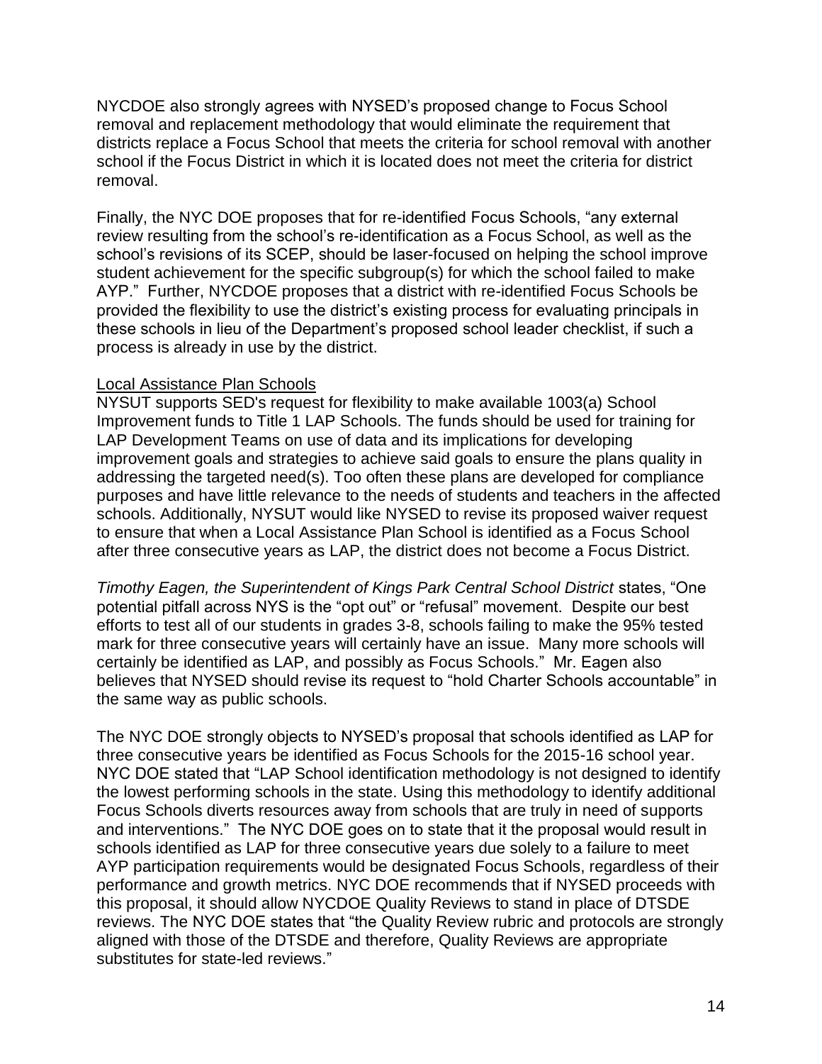NYCDOE also strongly agrees with NYSED's proposed change to Focus School removal and replacement methodology that would eliminate the requirement that districts replace a Focus School that meets the criteria for school removal with another school if the Focus District in which it is located does not meet the criteria for district removal.

Finally, the NYC DOE proposes that for re-identified Focus Schools, "any external review resulting from the school's re-identification as a Focus School, as well as the school's revisions of its SCEP, should be laser-focused on helping the school improve student achievement for the specific subgroup(s) for which the school failed to make AYP." Further, NYCDOE proposes that a district with re-identified Focus Schools be provided the flexibility to use the district's existing process for evaluating principals in these schools in lieu of the Department's proposed school leader checklist, if such a process is already in use by the district.

<u>Local Assistance Plan Schools</u>

NYSUT supports SED's request for flexibility to make available 1003(a) School Improvement funds to Title 1 LAP Schools. The funds should be used for training for LAP Development Teams on use of data and its implications for developing improvement goals and strategies to achieve said goals to ensure the plans quality in addressing the targeted need(s). Too often these plans are developed for compliance purposes and have little relevance to the needs of students and teachers in the affected schools. Additionally, NYSUT would like NYSED to revise its proposed waiver request to ensure that when a Local Assistance Plan School is identified as a Focus School after three consecutive years as LAP, the district does not become a Focus District.

*Timothy Eagen, the Superintendent of Kings Park Central School District* states, "One potential pitfall across NYS is the "opt out" or "refusal" movement. Despite our best efforts to test all of our students in grades 3-8, schools failing to make the 95% tested mark for three consecutive years will certainly have an issue. Many more schools will certainly be identified as LAP, and possibly as Focus Schools." Mr. Eagen also believes that NYSED should revise its request to "hold Charter Schools accountable" in the same way as public schools.

The NYC DOE strongly objects to NYSED's proposal that schools identified as LAP for three consecutive years be identified as Focus Schools for the 2015-16 school year. NYC DOE stated that "LAP School identification methodology is not designed to identify the lowest performing schools in the state. Using this methodology to identify additional Focus Schools diverts resources away from schools that are truly in need of supports and interventions." The NYC DOE goes on to state that it the proposal would result in schools identified as LAP for three consecutive years due solely to a failure to meet AYP participation requirements would be designated Focus Schools, regardless of their performance and growth metrics. NYC DOE recommends that if NYSED proceeds with this proposal, it should allow NYCDOE Quality Reviews to stand in place of DTSDE reviews. The NYC DOE states that "the Quality Review rubric and protocols are strongly aligned with those of the DTSDE and therefore, Quality Reviews are appropriate substitutes for state-led reviews."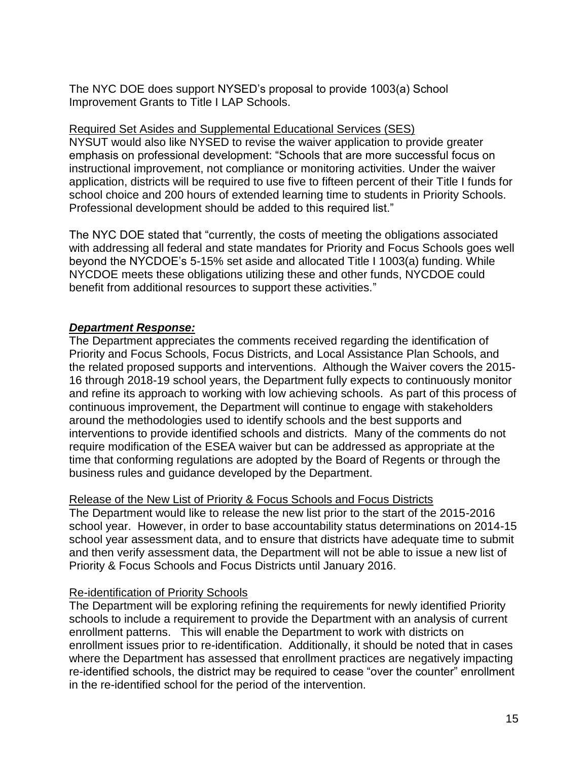The NYC DOE does support NYSED's proposal to provide 1003(a) School Improvement Grants to Title I LAP Schools.

<u>Required Set Asides and Supplemental Educational Services (SES)</u>

NYSUT would also like NYSED to revise the waiver application to provide greater emphasis on professional development: "Schools that are more successful focus on instructional improvement, not compliance or monitoring activities. Under the waiver application, districts will be required to use five to fifteen percent of their Title I funds for school choice and 200 hours of extended learning time to students in Priority Schools. Professional development should be added to this required list."

The NYC DOE stated that "currently, the costs of meeting the obligations associated with addressing all federal and state mandates for Priority and Focus Schools goes well beyond the NYCDOE's 5-15% set aside and allocated Title I 1003(a) funding. While NYCDOE meets these obligations utilizing these and other funds, NYCDOE could benefit from additional resources to support these activities."

***<u>Department Response:</u>***

The Department appreciates the comments received regarding the identification of Priority and Focus Schools, Focus Districts, and Local Assistance Plan Schools, and the related proposed supports and interventions. Although the Waiver covers the 2015-16 through 2018-19 school years, the Department fully expects to continuously monitor and refine its approach to working with low achieving schools. As part of this process of continuous improvement, the Department will continue to engage with stakeholders around the methodologies used to identify schools and the best supports and interventions to provide identified schools and districts. Many of the comments do not require modification of the ESEA waiver but can be addressed as appropriate at the time that conforming regulations are adopted by the Board of Regents or through the business rules and guidance developed by the Department.

<u>Release of the New List of Priority & Focus Schools and Focus Districts</u>

The Department would like to release the new list prior to the start of the 2015-2016 school year. However, in order to base accountability status determinations on 2014-15 school year assessment data, and to ensure that districts have adequate time to submit and then verify assessment data, the Department will not be able to issue a new list of Priority & Focus Schools and Focus Districts until January 2016.

<u>Re-identification of Priority Schools</u>

The Department will be exploring refining the requirements for newly identified Priority schools to include a requirement to provide the Department with an analysis of current enrollment patterns. This will enable the Department to work with districts on enrollment issues prior to re-identification. Additionally, it should be noted that in cases where the Department has assessed that enrollment practices are negatively impacting re-identified schools, the district may be required to cease "over the counter" enrollment in the re-identified school for the period of the intervention.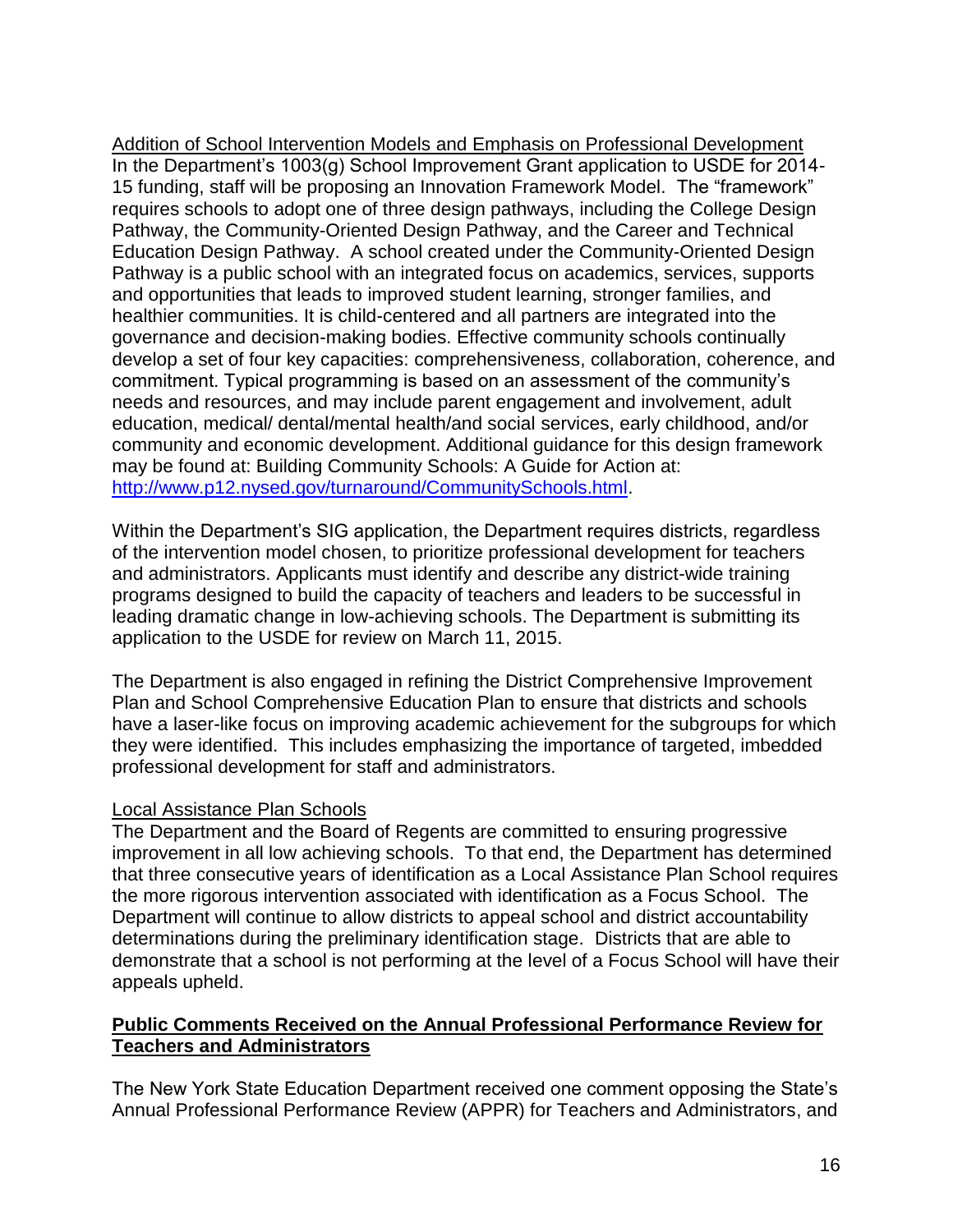Addition of School Intervention Models and Emphasis on Professional Development

In the Department's 1003(g) School Improvement Grant application to USDE for 2014-15 funding, staff will be proposing an Innovation Framework Model. The "framework" requires schools to adopt one of three design pathways, including the College Design Pathway, the Community-Oriented Design Pathway, and the Career and Technical Education Design Pathway. A school created under the Community-Oriented Design Pathway is a public school with an integrated focus on academics, services, supports and opportunities that leads to improved student learning, stronger families, and healthier communities. It is child-centered and all partners are integrated into the governance and decision-making bodies. Effective community schools continually develop a set of four key capacities: comprehensiveness, collaboration, coherence, and commitment. Typical programming is based on an assessment of the community's needs and resources, and may include parent engagement and involvement, adult education, medical/ dental/mental health/and social services, early childhood, and/or community and economic development. Additional guidance for this design framework may be found at: Building Community Schools: A Guide for Action at: http://www.p12.nysed.gov/turnaround/CommunitySchools.html.

Within the Department's SIG application, the Department requires districts, regardless of the intervention model chosen, to prioritize professional development for teachers and administrators. Applicants must identify and describe any district-wide training programs designed to build the capacity of teachers and leaders to be successful in leading dramatic change in low-achieving schools. The Department is submitting its application to the USDE for review on March 11, 2015.

The Department is also engaged in refining the District Comprehensive Improvement Plan and School Comprehensive Education Plan to ensure that districts and schools have a laser-like focus on improving academic achievement for the subgroups for which they were identified. This includes emphasizing the importance of targeted, imbedded professional development for staff and administrators.

Local Assistance Plan Schools

The Department and the Board of Regents are committed to ensuring progressive improvement in all low achieving schools. To that end, the Department has determined that three consecutive years of identification as a Local Assistance Plan School requires the more rigorous intervention associated with identification as a Focus School. The Department will continue to allow districts to appeal school and district accountability determinations during the preliminary identification stage. Districts that are able to demonstrate that a school is not performing at the level of a Focus School will have their appeals upheld.

## Public Comments Received on the Annual Professional Performance Review for Teachers and Administrators

The New York State Education Department received one comment opposing the State's Annual Professional Performance Review (APPR) for Teachers and Administrators, and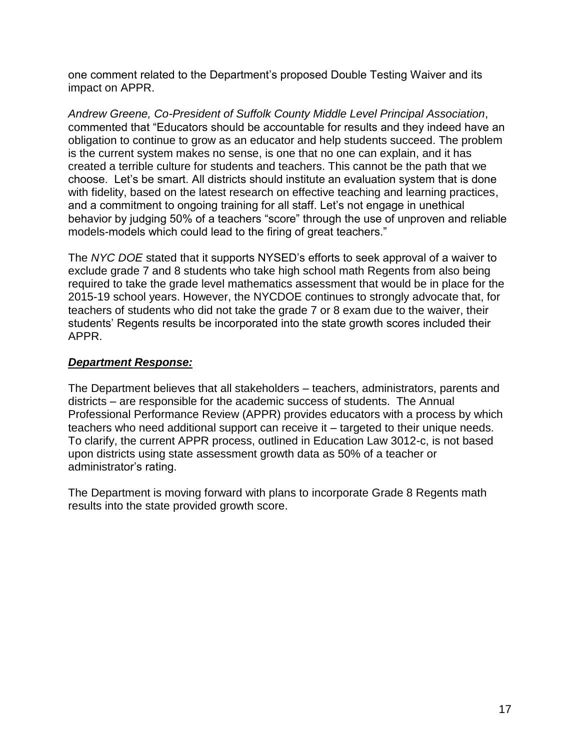one comment related to the Department's proposed Double Testing Waiver and its impact on APPR.

*Andrew Greene, Co-President of Suffolk County Middle Level Principal Association*, commented that "Educators should be accountable for results and they indeed have an obligation to continue to grow as an educator and help students succeed. The problem is the current system makes no sense, is one that no one can explain, and it has created a terrible culture for students and teachers. This cannot be the path that we choose. Let's be smart. All districts should institute an evaluation system that is done with fidelity, based on the latest research on effective teaching and learning practices, and a commitment to ongoing training for all staff. Let's not engage in unethical behavior by judging 50% of a teachers "score" through the use of unproven and reliable models-models which could lead to the firing of great teachers."

The *NYC DOE* stated that it supports NYSED's efforts to seek approval of a waiver to exclude grade 7 and 8 students who take high school math Regents from also being required to take the grade level mathematics assessment that would be in place for the 2015-19 school years. However, the NYCDOE continues to strongly advocate that, for teachers of students who did not take the grade 7 or 8 exam due to the waiver, their students' Regents results be incorporated into the state growth scores included their APPR.

***Department Response:***

The Department believes that all stakeholders – teachers, administrators, parents and districts – are responsible for the academic success of students. The Annual Professional Performance Review (APPR) provides educators with a process by which teachers who need additional support can receive it – targeted to their unique needs. To clarify, the current APPR process, outlined in Education Law 3012-c, is not based upon districts using state assessment growth data as 50% of a teacher or administrator's rating.

The Department is moving forward with plans to incorporate Grade 8 Regents math results into the state provided growth score.